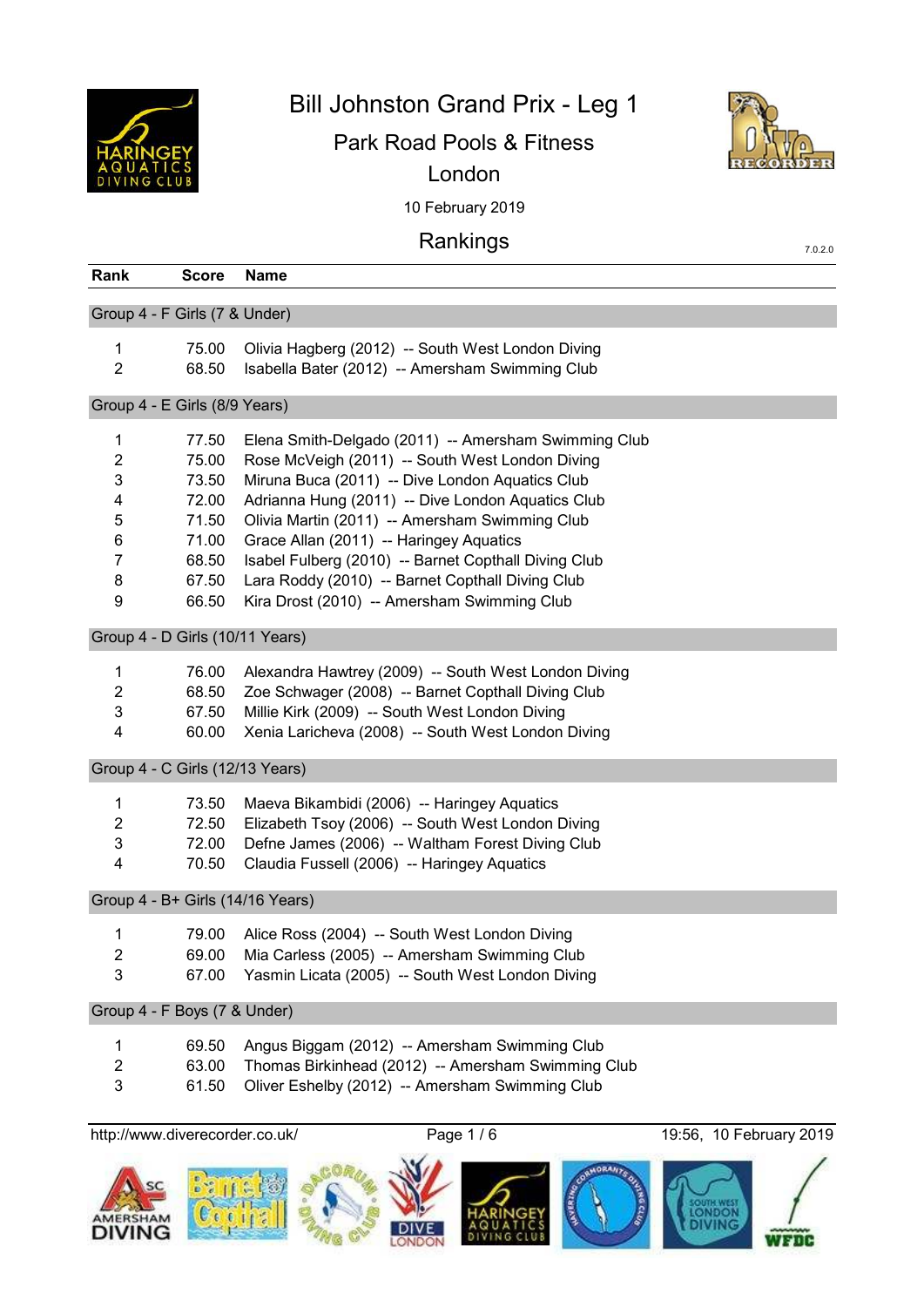# Bill Johnston Grand Prix - Leg 1

## Park Road Pools & Fitness

## London

10 February 2019

## Rankings

7.0.2.0

| Rank | Score | Name |
|---|---|---|
| **Group 4 - F Girls (7 & Under)** | | |
| 1 | 75.00 | Olivia Hagberg (2012) -- South West London Diving |
| 2 | 68.50 | Isabella Bater (2012) -- Amersham Swimming Club |
| **Group 4 - E Girls (8/9 Years)** | | |
| 1 | 77.50 | Elena Smith-Delgado (2011) -- Amersham Swimming Club |
| 2 | 75.00 | Rose McVeigh (2011) -- South West London Diving |
| 3 | 73.50 | Miruna Buca (2011) -- Dive London Aquatics Club |
| 4 | 72.00 | Adrianna Hung (2011) -- Dive London Aquatics Club |
| 5 | 71.50 | Olivia Martin (2011) -- Amersham Swimming Club |
| 6 | 71.00 | Grace Allan (2011) -- Haringey Aquatics |
| 7 | 68.50 | Isabel Fulberg (2010) -- Barnet Copthall Diving Club |
| 8 | 67.50 | Lara Roddy (2010) -- Barnet Copthall Diving Club |
| 9 | 66.50 | Kira Drost (2010) -- Amersham Swimming Club |
| **Group 4 - D Girls (10/11 Years)** | | |
| 1 | 76.00 | Alexandra Hawtrey (2009) -- South West London Diving |
| 2 | 68.50 | Zoe Schwager (2008) -- Barnet Copthall Diving Club |
| 3 | 67.50 | Millie Kirk (2009) -- South West London Diving |
| 4 | 60.00 | Xenia Laricheva (2008) -- South West London Diving |
| **Group 4 - C Girls (12/13 Years)** | | |
| 1 | 73.50 | Maeva Bikambidi (2006) -- Haringey Aquatics |
| 2 | 72.50 | Elizabeth Tsoy (2006) -- South West London Diving |
| 3 | 72.00 | Defne James (2006) -- Waltham Forest Diving Club |
| 4 | 70.50 | Claudia Fussell (2006) -- Haringey Aquatics |
| **Group 4 - B+ Girls (14/16 Years)** | | |
| 1 | 79.00 | Alice Ross (2004) -- South West London Diving |
| 2 | 69.00 | Mia Carless (2005) -- Amersham Swimming Club |
| 3 | 67.00 | Yasmin Licata (2005) -- South West London Diving |
| **Group 4 - F Boys (7 & Under)** | | |
| 1 | 69.50 | Angus Biggam (2012) -- Amersham Swimming Club |
| 2 | 63.00 | Thomas Birkinhead (2012) -- Amersham Swimming Club |
| 3 | 61.50 | Oliver Eshelby (2012) -- Amersham Swimming Club |

http://www.diverecorder.co.uk/

19:56, 10 February 2019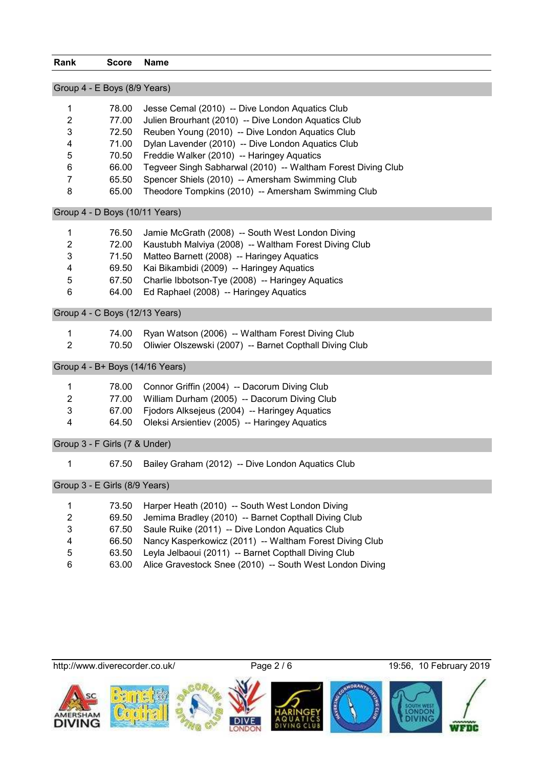| Rank | Score | Name |
|---|---|---|
| **Group 4 - E Boys (8/9 Years)** | | |
| 1 | 78.00 | Jesse Cemal (2010) -- Dive London Aquatics Club |
| 2 | 77.00 | Julien Brourhant (2010) -- Dive London Aquatics Club |
| 3 | 72.50 | Reuben Young (2010) -- Dive London Aquatics Club |
| 4 | 71.00 | Dylan Lavender (2010) -- Dive London Aquatics Club |
| 5 | 70.50 | Freddie Walker (2010) -- Haringey Aquatics |
| 6 | 66.00 | Tegveer Singh Sabharwal (2010) -- Waltham Forest Diving Club |
| 7 | 65.50 | Spencer Shiels (2010) -- Amersham Swimming Club |
| 8 | 65.00 | Theodore Tompkins (2010) -- Amersham Swimming Club |
| **Group 4 - D Boys (10/11 Years)** | | |
| 1 | 76.50 | Jamie McGrath (2008) -- South West London Diving |
| 2 | 72.00 | Kaustubh Malviya (2008) -- Waltham Forest Diving Club |
| 3 | 71.50 | Matteo Barnett (2008) -- Haringey Aquatics |
| 4 | 69.50 | Kai Bikambidi (2009) -- Haringey Aquatics |
| 5 | 67.50 | Charlie Ibbotson-Tye (2008) -- Haringey Aquatics |
| 6 | 64.00 | Ed Raphael (2008) -- Haringey Aquatics |
| **Group 4 - C Boys (12/13 Years)** | | |
| 1 | 74.00 | Ryan Watson (2006) -- Waltham Forest Diving Club |
| 2 | 70.50 | Oliwier Olszewski (2007) -- Barnet Copthall Diving Club |
| **Group 4 - B+ Boys (14/16 Years)** | | |
| 1 | 78.00 | Connor Griffin (2004) -- Dacorum Diving Club |
| 2 | 77.00 | William Durham (2005) -- Dacorum Diving Club |
| 3 | 67.00 | Fjodors Alksejeus (2004) -- Haringey Aquatics |
| 4 | 64.50 | Oleksi Arsientiev (2005) -- Haringey Aquatics |
| **Group 3 - F Girls (7 & Under)** | | |
| 1 | 67.50 | Bailey Graham (2012) -- Dive London Aquatics Club |
| **Group 3 - E Girls (8/9 Years)** | | |
| 1 | 73.50 | Harper Heath (2010) -- South West London Diving |
| 2 | 69.50 | Jemima Bradley (2010) -- Barnet Copthall Diving Club |
| 3 | 67.50 | Saule Ruike (2011) -- Dive London Aquatics Club |
| 4 | 66.50 | Nancy Kasperkowicz (2011) -- Waltham Forest Diving Club |
| 5 | 63.50 | Leyla Jelbaoui (2011) -- Barnet Copthall Diving Club |
| 6 | 63.00 | Alice Gravestock Snee (2010) -- South West London Diving |

http://www.diverecorder.co.uk/ 19:56, 10 February 2019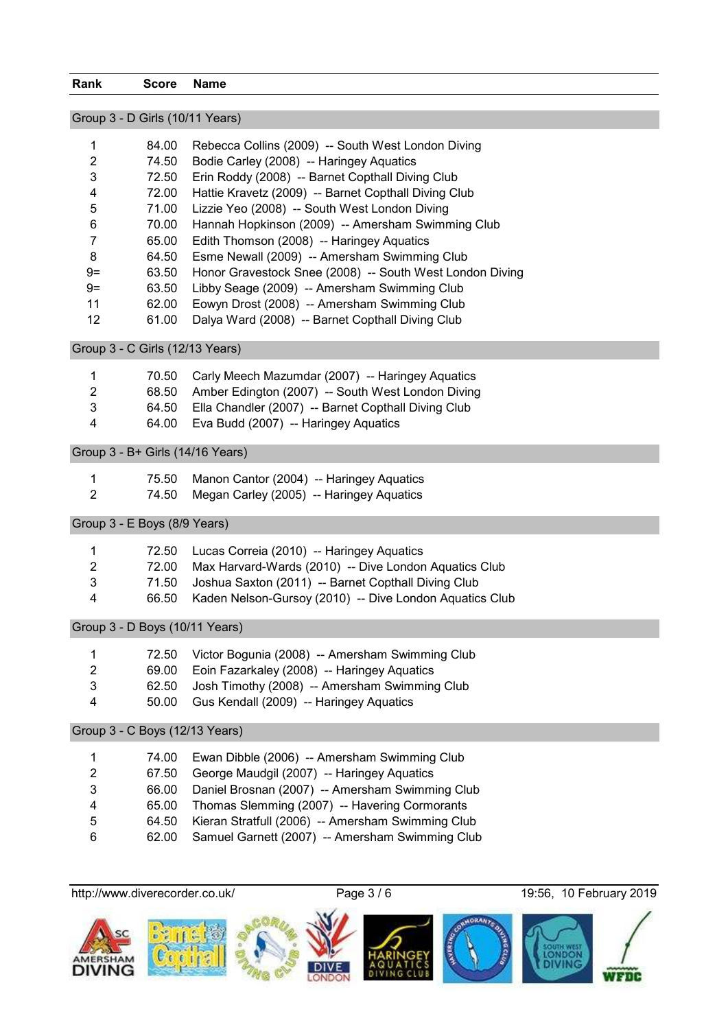| Rank | Score | Name |
|---|---|---|
| **Group 3 - D Girls (10/11 Years)** | | |
| 1 | 84.00 | Rebecca Collins (2009) -- South West London Diving |
| 2 | 74.50 | Bodie Carley (2008) -- Haringey Aquatics |
| 3 | 72.50 | Erin Roddy (2008) -- Barnet Copthall Diving Club |
| 4 | 72.00 | Hattie Kravetz (2009) -- Barnet Copthall Diving Club |
| 5 | 71.00 | Lizzie Yeo (2008) -- South West London Diving |
| 6 | 70.00 | Hannah Hopkinson (2009) -- Amersham Swimming Club |
| 7 | 65.00 | Edith Thomson (2008) -- Haringey Aquatics |
| 8 | 64.50 | Esme Newall (2009) -- Amersham Swimming Club |
| 9= | 63.50 | Honor Gravestock Snee (2008) -- South West London Diving |
| 9= | 63.50 | Libby Seage (2009) -- Amersham Swimming Club |
| 11 | 62.00 | Eowyn Drost (2008) -- Amersham Swimming Club |
| 12 | 61.00 | Dalya Ward (2008) -- Barnet Copthall Diving Club |
| **Group 3 - C Girls (12/13 Years)** | | |
| 1 | 70.50 | Carly Meech Mazumdar (2007) -- Haringey Aquatics |
| 2 | 68.50 | Amber Edington (2007) -- South West London Diving |
| 3 | 64.50 | Ella Chandler (2007) -- Barnet Copthall Diving Club |
| 4 | 64.00 | Eva Budd (2007) -- Haringey Aquatics |
| **Group 3 - B+ Girls (14/16 Years)** | | |
| 1 | 75.50 | Manon Cantor (2004) -- Haringey Aquatics |
| 2 | 74.50 | Megan Carley (2005) -- Haringey Aquatics |
| **Group 3 - E Boys (8/9 Years)** | | |
| 1 | 72.50 | Lucas Correia (2010) -- Haringey Aquatics |
| 2 | 72.00 | Max Harvard-Wards (2010) -- Dive London Aquatics Club |
| 3 | 71.50 | Joshua Saxton (2011) -- Barnet Copthall Diving Club |
| 4 | 66.50 | Kaden Nelson-Gursoy (2010) -- Dive London Aquatics Club |
| **Group 3 - D Boys (10/11 Years)** | | |
| 1 | 72.50 | Victor Bogunia (2008) -- Amersham Swimming Club |
| 2 | 69.00 | Eoin Fazarkaley (2008) -- Haringey Aquatics |
| 3 | 62.50 | Josh Timothy (2008) -- Amersham Swimming Club |
| 4 | 50.00 | Gus Kendall (2009) -- Haringey Aquatics |
| **Group 3 - C Boys (12/13 Years)** | | |
| 1 | 74.00 | Ewan Dibble (2006) -- Amersham Swimming Club |
| 2 | 67.50 | George Maudgil (2007) -- Haringey Aquatics |
| 3 | 66.00 | Daniel Brosnan (2007) -- Amersham Swimming Club |
| 4 | 65.00 | Thomas Slemming (2007) -- Havering Cormorants |
| 5 | 64.50 | Kieran Stratfull (2006) -- Amersham Swimming Club |
| 6 | 62.00 | Samuel Garnett (2007) -- Amersham Swimming Club |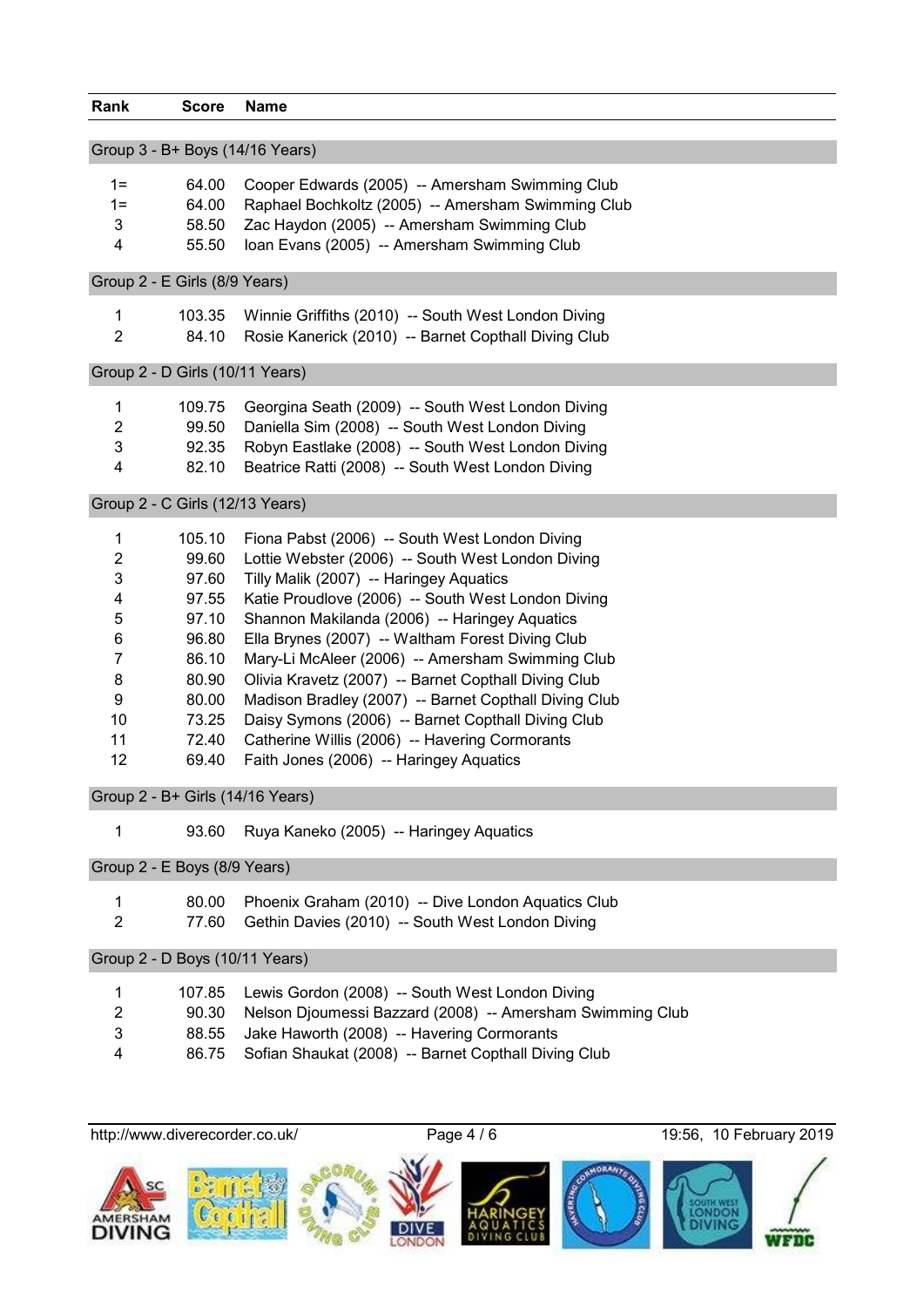| Rank | Score | Name |
|---|---|---|
| **Group 3 - B+ Boys (14/16 Years)** | | |
| 1= | 64.00 | Cooper Edwards (2005) -- Amersham Swimming Club |
| 1= | 64.00 | Raphael Bochkoltz (2005) -- Amersham Swimming Club |
| 3 | 58.50 | Zac Haydon (2005) -- Amersham Swimming Club |
| 4 | 55.50 | Ioan Evans (2005) -- Amersham Swimming Club |
| **Group 2 - E Girls (8/9 Years)** | | |
| 1 | 103.35 | Winnie Griffiths (2010) -- South West London Diving |
| 2 | 84.10 | Rosie Kanerick (2010) -- Barnet Copthall Diving Club |
| **Group 2 - D Girls (10/11 Years)** | | |
| 1 | 109.75 | Georgina Seath (2009) -- South West London Diving |
| 2 | 99.50 | Daniella Sim (2008) -- South West London Diving |
| 3 | 92.35 | Robyn Eastlake (2008) -- South West London Diving |
| 4 | 82.10 | Beatrice Ratti (2008) -- South West London Diving |
| **Group 2 - C Girls (12/13 Years)** | | |
| 1 | 105.10 | Fiona Pabst (2006) -- South West London Diving |
| 2 | 99.60 | Lottie Webster (2006) -- South West London Diving |
| 3 | 97.60 | Tilly Malik (2007) -- Haringey Aquatics |
| 4 | 97.55 | Katie Proudlove (2006) -- South West London Diving |
| 5 | 97.10 | Shannon Makilanda (2006) -- Haringey Aquatics |
| 6 | 96.80 | Ella Brynes (2007) -- Waltham Forest Diving Club |
| 7 | 86.10 | Mary-Li McAleer (2006) -- Amersham Swimming Club |
| 8 | 80.90 | Olivia Kravetz (2007) -- Barnet Copthall Diving Club |
| 9 | 80.00 | Madison Bradley (2007) -- Barnet Copthall Diving Club |
| 10 | 73.25 | Daisy Symons (2006) -- Barnet Copthall Diving Club |
| 11 | 72.40 | Catherine Willis (2006) -- Havering Cormorants |
| 12 | 69.40 | Faith Jones (2006) -- Haringey Aquatics |
| **Group 2 - B+ Girls (14/16 Years)** | | |
| 1 | 93.60 | Ruya Kaneko (2005) -- Haringey Aquatics |
| **Group 2 - E Boys (8/9 Years)** | | |
| 1 | 80.00 | Phoenix Graham (2010) -- Dive London Aquatics Club |
| 2 | 77.60 | Gethin Davies (2010) -- South West London Diving |
| **Group 2 - D Boys (10/11 Years)** | | |
| 1 | 107.85 | Lewis Gordon (2008) -- South West London Diving |
| 2 | 90.30 | Nelson Djoumessi Bazzard (2008) -- Amersham Swimming Club |
| 3 | 88.55 | Jake Haworth (2008) -- Havering Cormorants |
| 4 | 86.75 | Sofian Shaukat (2008) -- Barnet Copthall Diving Club |

http://www.diverecorder.co.uk/ 19:56, 10 February 2019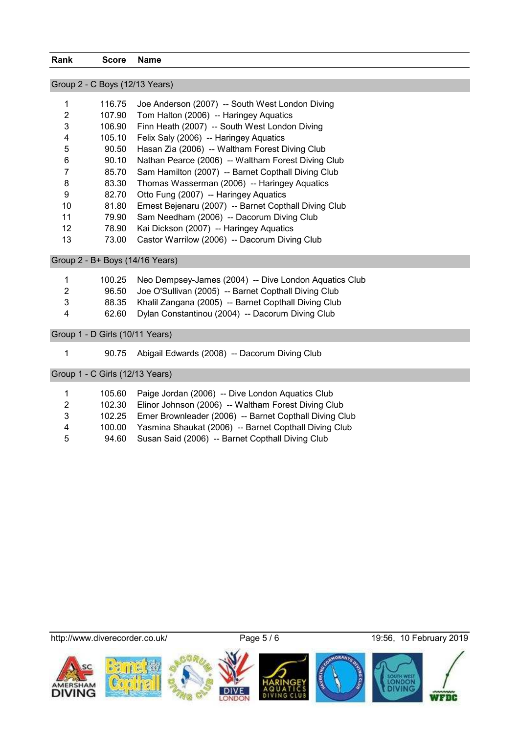| Rank | Score | Name |
|---|---|---|
| **Group 2 - C Boys (12/13 Years)** | | |
| 1 | 116.75 | Joe Anderson (2007) -- South West London Diving |
| 2 | 107.90 | Tom Halton (2006) -- Haringey Aquatics |
| 3 | 106.90 | Finn Heath (2007) -- South West London Diving |
| 4 | 105.10 | Felix Saly (2006) -- Haringey Aquatics |
| 5 | 90.50 | Hasan Zia (2006) -- Waltham Forest Diving Club |
| 6 | 90.10 | Nathan Pearce (2006) -- Waltham Forest Diving Club |
| 7 | 85.70 | Sam Hamilton (2007) -- Barnet Copthall Diving Club |
| 8 | 83.30 | Thomas Wasserman (2006) -- Haringey Aquatics |
| 9 | 82.70 | Otto Fung (2007) -- Haringey Aquatics |
| 10 | 81.80 | Ernest Bejenaru (2007) -- Barnet Copthall Diving Club |
| 11 | 79.90 | Sam Needham (2006) -- Dacorum Diving Club |
| 12 | 78.90 | Kai Dickson (2007) -- Haringey Aquatics |
| 13 | 73.00 | Castor Warrilow (2006) -- Dacorum Diving Club |
| **Group 2 - B+ Boys (14/16 Years)** | | |
| 1 | 100.25 | Neo Dempsey-James (2004) -- Dive London Aquatics Club |
| 2 | 96.50 | Joe O'Sullivan (2005) -- Barnet Copthall Diving Club |
| 3 | 88.35 | Khalil Zangana (2005) -- Barnet Copthall Diving Club |
| 4 | 62.60 | Dylan Constantinou (2004) -- Dacorum Diving Club |
| **Group 1 - D Girls (10/11 Years)** | | |
| 1 | 90.75 | Abigail Edwards (2008) -- Dacorum Diving Club |
| **Group 1 - C Girls (12/13 Years)** | | |
| 1 | 105.60 | Paige Jordan (2006) -- Dive London Aquatics Club |
| 2 | 102.30 | Elinor Johnson (2006) -- Waltham Forest Diving Club |
| 3 | 102.25 | Emer Brownleader (2006) -- Barnet Copthall Diving Club |
| 4 | 100.00 | Yasmina Shaukat (2006) -- Barnet Copthall Diving Club |
| 5 | 94.60 | Susan Said (2006) -- Barnet Copthall Diving Club |

http://www.diverecorder.co.uk/ 19:56, 10 February 2019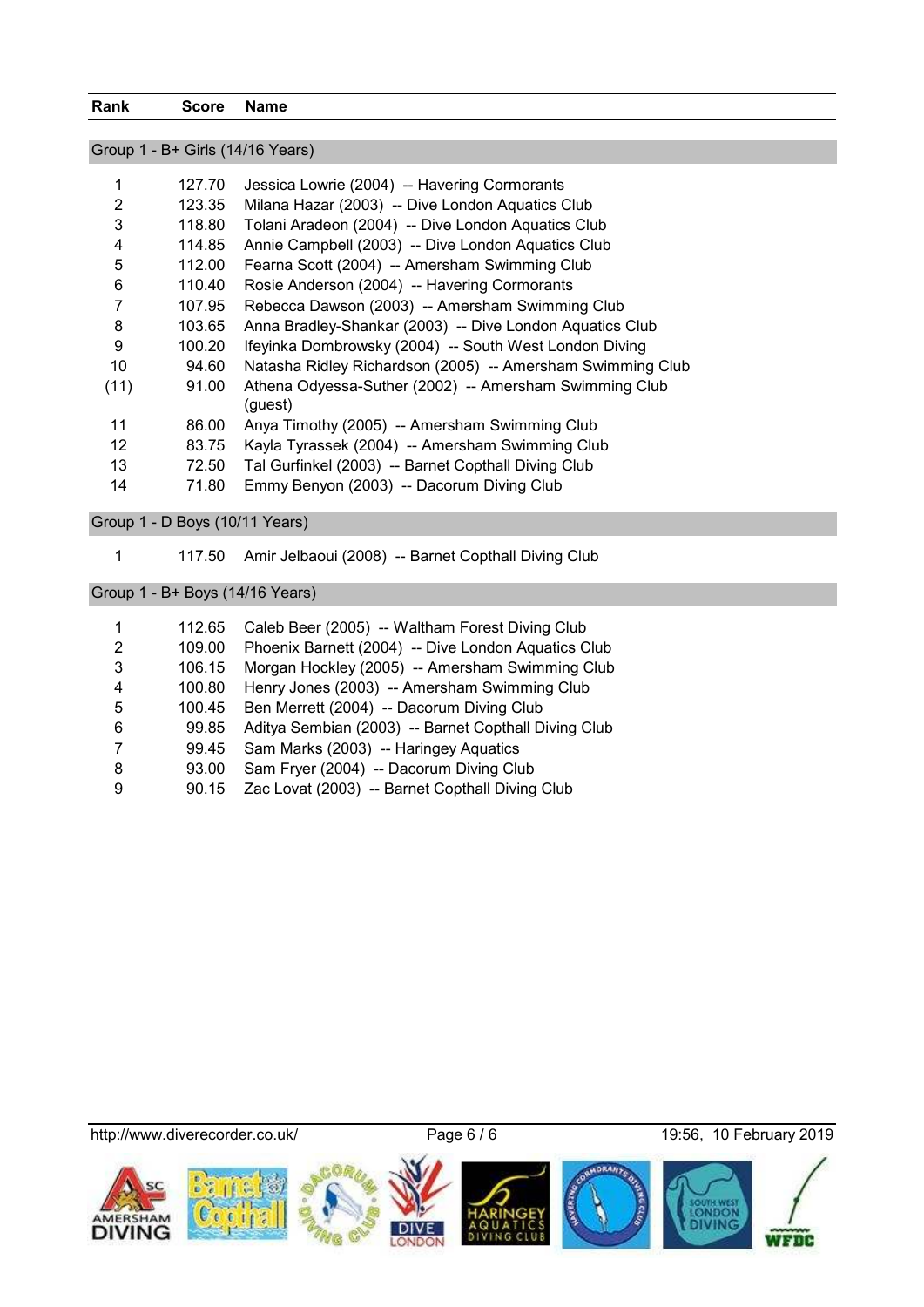| Rank | Score | Name |
|---|---|---|
| **Group 1 - B+ Girls (14/16 Years)** | | |
| 1 | 127.70 | Jessica Lowrie (2004) -- Havering Cormorants |
| 2 | 123.35 | Milana Hazar (2003) -- Dive London Aquatics Club |
| 3 | 118.80 | Tolani Aradeon (2004) -- Dive London Aquatics Club |
| 4 | 114.85 | Annie Campbell (2003) -- Dive London Aquatics Club |
| 5 | 112.00 | Fearna Scott (2004) -- Amersham Swimming Club |
| 6 | 110.40 | Rosie Anderson (2004) -- Havering Cormorants |
| 7 | 107.95 | Rebecca Dawson (2003) -- Amersham Swimming Club |
| 8 | 103.65 | Anna Bradley-Shankar (2003) -- Dive London Aquatics Club |
| 9 | 100.20 | Ifeyinka Dombrowsky (2004) -- South West London Diving |
| 10 | 94.60 | Natasha Ridley Richardson (2005) -- Amersham Swimming Club |
| (11) | 91.00 | Athena Odyessa-Suther (2002) -- Amersham Swimming Club (guest) |
| 11 | 86.00 | Anya Timothy (2005) -- Amersham Swimming Club |
| 12 | 83.75 | Kayla Tyrassek (2004) -- Amersham Swimming Club |
| 13 | 72.50 | Tal Gurfinkel (2003) -- Barnet Copthall Diving Club |
| 14 | 71.80 | Emmy Benyon (2003) -- Dacorum Diving Club |
| **Group 1 - D Boys (10/11 Years)** | | |
| 1 | 117.50 | Amir Jelbaoui (2008) -- Barnet Copthall Diving Club |
| **Group 1 - B+ Boys (14/16 Years)** | | |
| 1 | 112.65 | Caleb Beer (2005) -- Waltham Forest Diving Club |
| 2 | 109.00 | Phoenix Barnett (2004) -- Dive London Aquatics Club |
| 3 | 106.15 | Morgan Hockley (2005) -- Amersham Swimming Club |
| 4 | 100.80 | Henry Jones (2003) -- Amersham Swimming Club |
| 5 | 100.45 | Ben Merrett (2004) -- Dacorum Diving Club |
| 6 | 99.85 | Aditya Sembian (2003) -- Barnet Copthall Diving Club |
| 7 | 99.45 | Sam Marks (2003) -- Haringey Aquatics |
| 8 | 93.00 | Sam Fryer (2004) -- Dacorum Diving Club |
| 9 | 90.15 | Zac Lovat (2003) -- Barnet Copthall Diving Club |